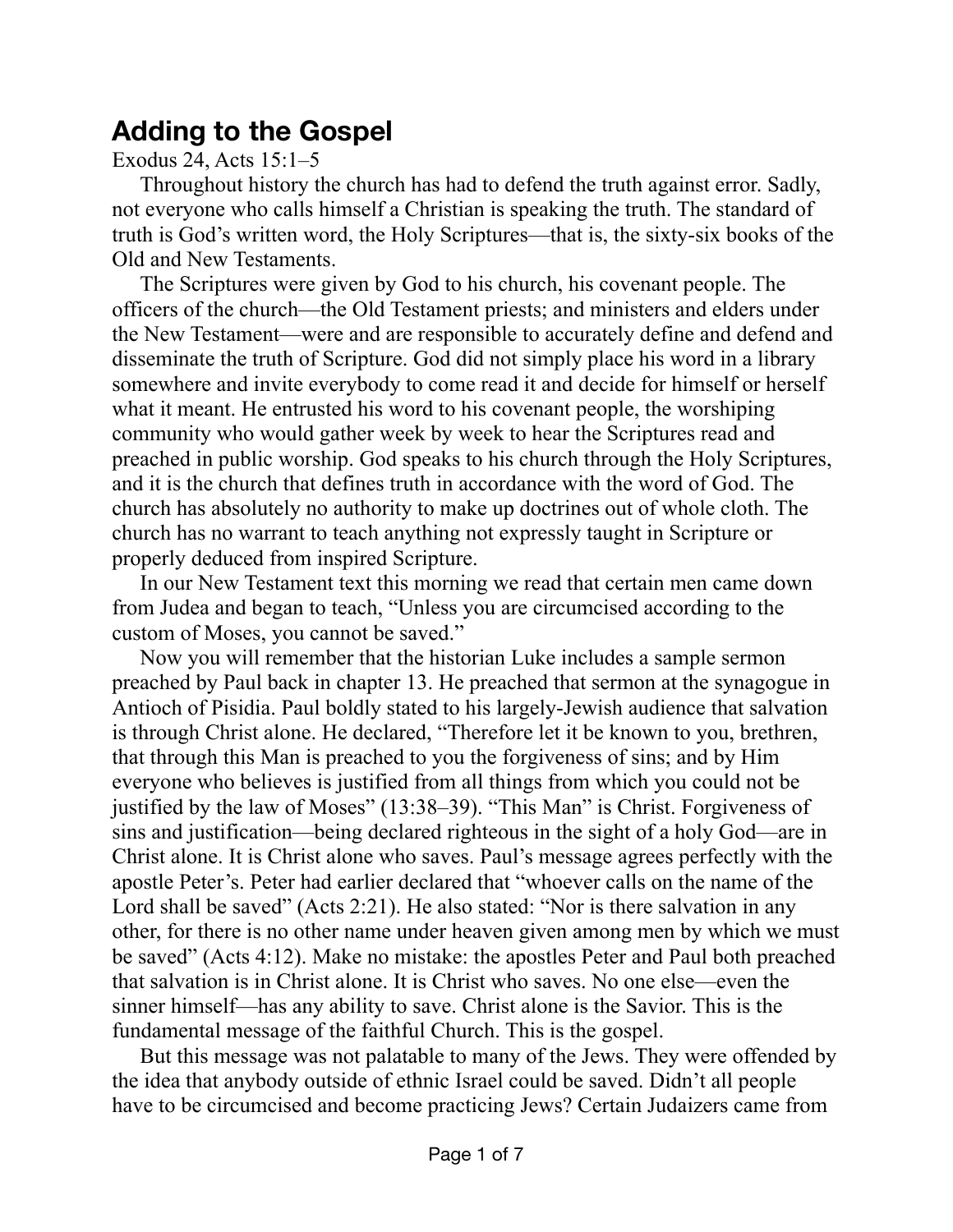# Adding to the Gospel

Exodus 24, Acts 15:1–5

Throughout history the church has had to defend the truth against error. Sadly, not everyone who calls himself a Christian is speaking the truth. The standard of truth is God's written word, the Holy Scriptures—that is, the sixty-six books of the Old and New Testaments.

The Scriptures were given by God to his church, his covenant people. The officers of the church—the Old Testament priests; and ministers and elders under the New Testament—were and are responsible to accurately define and defend and disseminate the truth of Scripture. God did not simply place his word in a library somewhere and invite everybody to come read it and decide for himself or herself what it meant. He entrusted his word to his covenant people, the worshiping community who would gather week by week to hear the Scriptures read and preached in public worship. God speaks to his church through the Holy Scriptures, and it is the church that defines truth in accordance with the word of God. The church has absolutely no authority to make up doctrines out of whole cloth. The church has no warrant to teach anything not expressly taught in Scripture or properly deduced from inspired Scripture.

In our New Testament text this morning we read that certain men came down from Judea and began to teach, "Unless you are circumcised according to the custom of Moses, you cannot be saved."

Now you will remember that the historian Luke includes a sample sermon preached by Paul back in chapter 13. He preached that sermon at the synagogue in Antioch of Pisidia. Paul boldly stated to his largely-Jewish audience that salvation is through Christ alone. He declared, "Therefore let it be known to you, brethren, that through this Man is preached to you the forgiveness of sins; and by Him everyone who believes is justified from all things from which you could not be justified by the law of Moses" (13:38–39). "This Man" is Christ. Forgiveness of sins and justification—being declared righteous in the sight of a holy God—are in Christ alone. It is Christ alone who saves. Paul's message agrees perfectly with the apostle Peter's. Peter had earlier declared that "whoever calls on the name of the Lord shall be saved" (Acts 2:21). He also stated: "Nor is there salvation in any other, for there is no other name under heaven given among men by which we must be saved" (Acts 4:12). Make no mistake: the apostles Peter and Paul both preached that salvation is in Christ alone. It is Christ who saves. No one else—even the sinner himself—has any ability to save. Christ alone is the Savior. This is the fundamental message of the faithful Church. This is the gospel.

But this message was not palatable to many of the Jews. They were offended by the idea that anybody outside of ethnic Israel could be saved. Didn't all people have to be circumcised and become practicing Jews? Certain Judaizers came from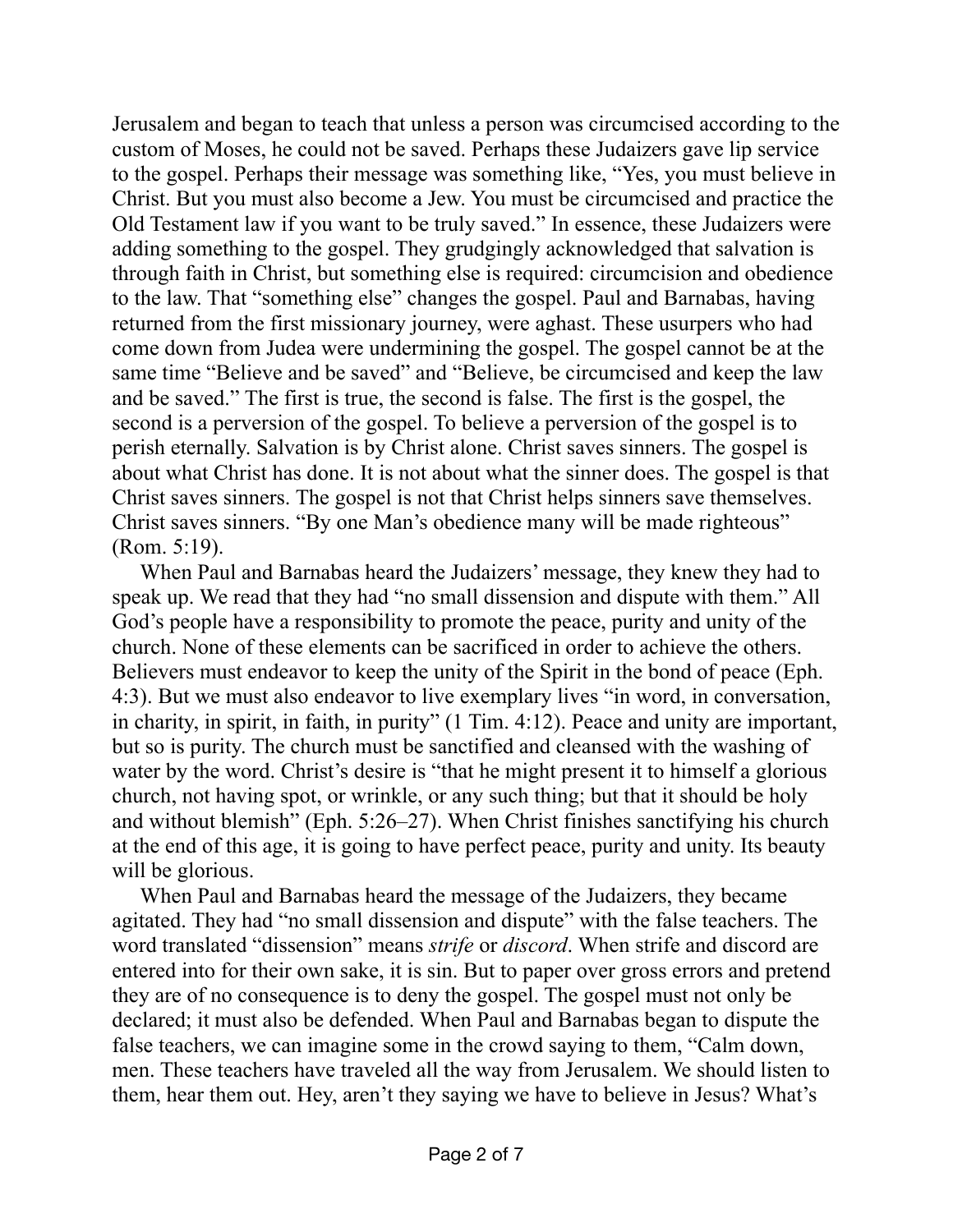Jerusalem and began to teach that unless a person was circumcised according to the custom of Moses, he could not be saved. Perhaps these Judaizers gave lip service to the gospel. Perhaps their message was something like, "Yes, you must believe in Christ. But you must also become a Jew. You must be circumcised and practice the Old Testament law if you want to be truly saved." In essence, these Judaizers were adding something to the gospel. They grudgingly acknowledged that salvation is through faith in Christ, but something else is required: circumcision and obedience to the law. That "something else" changes the gospel. Paul and Barnabas, having returned from the first missionary journey, were aghast. These usurpers who had come down from Judea were undermining the gospel. The gospel cannot be at the same time "Believe and be saved" and "Believe, be circumcised and keep the law and be saved." The first is true, the second is false. The first is the gospel, the second is a perversion of the gospel. To believe a perversion of the gospel is to perish eternally. Salvation is by Christ alone. Christ saves sinners. The gospel is about what Christ has done. It is not about what the sinner does. The gospel is that Christ saves sinners. The gospel is not that Christ helps sinners save themselves. Christ saves sinners. "By one Man's obedience many will be made righteous" (Rom. 5:19).

When Paul and Barnabas heard the Judaizers' message, they knew they had to speak up. We read that they had "no small dissension and dispute with them." All God's people have a responsibility to promote the peace, purity and unity of the church. None of these elements can be sacrificed in order to achieve the others. Believers must endeavor to keep the unity of the Spirit in the bond of peace (Eph. 4:3). But we must also endeavor to live exemplary lives "in word, in conversation, in charity, in spirit, in faith, in purity" (1 Tim. 4:12). Peace and unity are important, but so is purity. The church must be sanctified and cleansed with the washing of water by the word. Christ's desire is "that he might present it to himself a glorious church, not having spot, or wrinkle, or any such thing; but that it should be holy and without blemish" (Eph. 5:26–27). When Christ finishes sanctifying his church at the end of this age, it is going to have perfect peace, purity and unity. Its beauty will be glorious.

When Paul and Barnabas heard the message of the Judaizers, they became agitated. They had "no small dissension and dispute" with the false teachers. The word translated "dissension" means *strife* or *discord*. When strife and discord are entered into for their own sake, it is sin. But to paper over gross errors and pretend they are of no consequence is to deny the gospel. The gospel must not only be declared; it must also be defended. When Paul and Barnabas began to dispute the false teachers, we can imagine some in the crowd saying to them, "Calm down, men. These teachers have traveled all the way from Jerusalem. We should listen to them, hear them out. Hey, aren't they saying we have to believe in Jesus? What's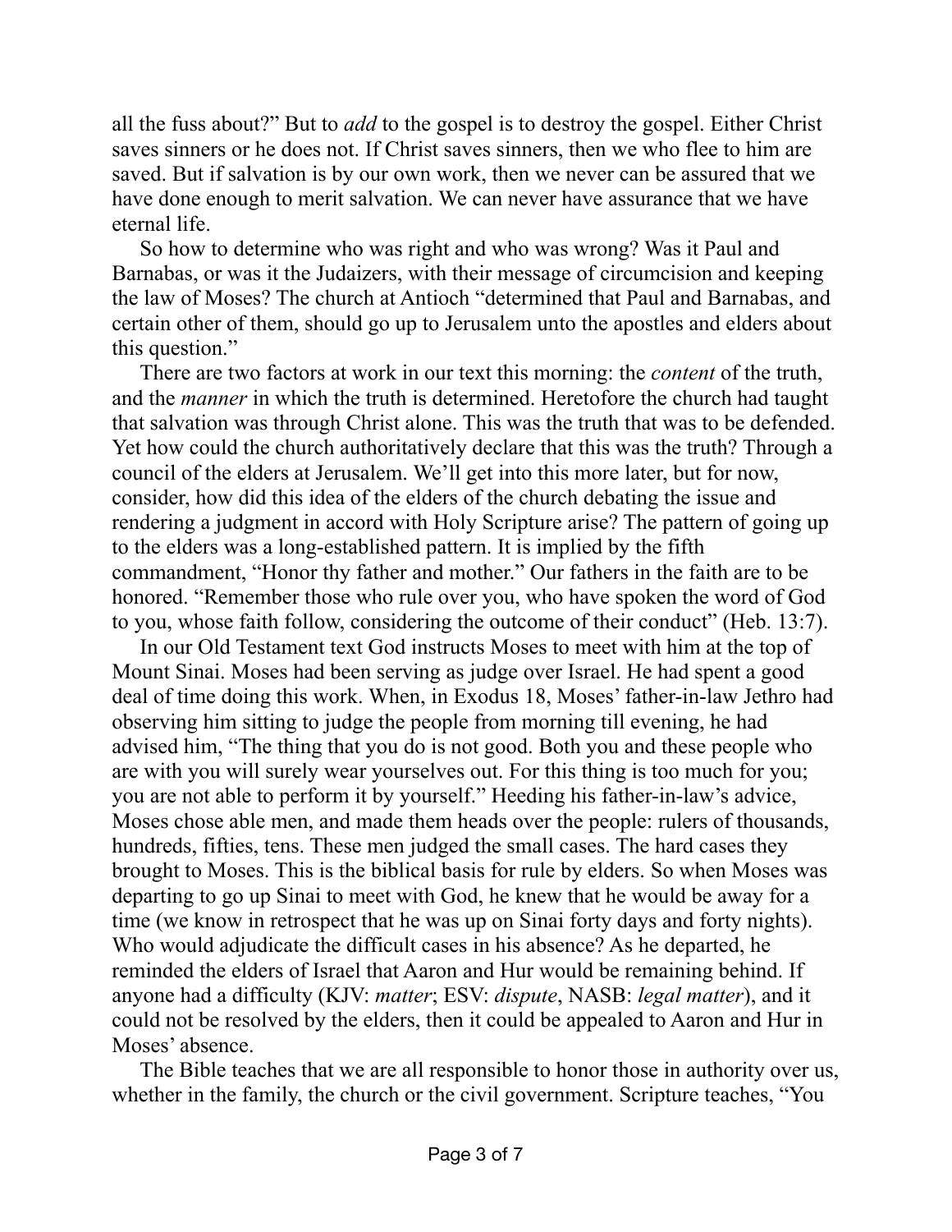all the fuss about?" But to *add* to the gospel is to destroy the gospel. Either Christ saves sinners or he does not. If Christ saves sinners, then we who flee to him are saved. But if salvation is by our own work, then we never can be assured that we have done enough to merit salvation. We can never have assurance that we have eternal life.

So how to determine who was right and who was wrong? Was it Paul and Barnabas, or was it the Judaizers, with their message of circumcision and keeping the law of Moses? The church at Antioch "determined that Paul and Barnabas, and certain other of them, should go up to Jerusalem unto the apostles and elders about this question."

There are two factors at work in our text this morning: the *content* of the truth, and the *manner* in which the truth is determined. Heretofore the church had taught that salvation was through Christ alone. This was the truth that was to be defended. Yet how could the church authoritatively declare that this was the truth? Through a council of the elders at Jerusalem. We'll get into this more later, but for now, consider, how did this idea of the elders of the church debating the issue and rendering a judgment in accord with Holy Scripture arise? The pattern of going up to the elders was a long-established pattern. It is implied by the fifth commandment, "Honor thy father and mother." Our fathers in the faith are to be honored. "Remember those who rule over you, who have spoken the word of God to you, whose faith follow, considering the outcome of their conduct" (Heb. 13:7).

In our Old Testament text God instructs Moses to meet with him at the top of Mount Sinai. Moses had been serving as judge over Israel. He had spent a good deal of time doing this work. When, in Exodus 18, Moses' father-in-law Jethro had observing him sitting to judge the people from morning till evening, he had advised him, "The thing that you do is not good. Both you and these people who are with you will surely wear yourselves out. For this thing is too much for you; you are not able to perform it by yourself." Heeding his father-in-law's advice, Moses chose able men, and made them heads over the people: rulers of thousands, hundreds, fifties, tens. These men judged the small cases. The hard cases they brought to Moses. This is the biblical basis for rule by elders. So when Moses was departing to go up Sinai to meet with God, he knew that he would be away for a time (we know in retrospect that he was up on Sinai forty days and forty nights). Who would adjudicate the difficult cases in his absence? As he departed, he reminded the elders of Israel that Aaron and Hur would be remaining behind. If anyone had a difficulty (KJV: *matter*; ESV: *dispute*, NASB: *legal matter*), and it could not be resolved by the elders, then it could be appealed to Aaron and Hur in Moses' absence.

The Bible teaches that we are all responsible to honor those in authority over us, whether in the family, the church or the civil government. Scripture teaches, "You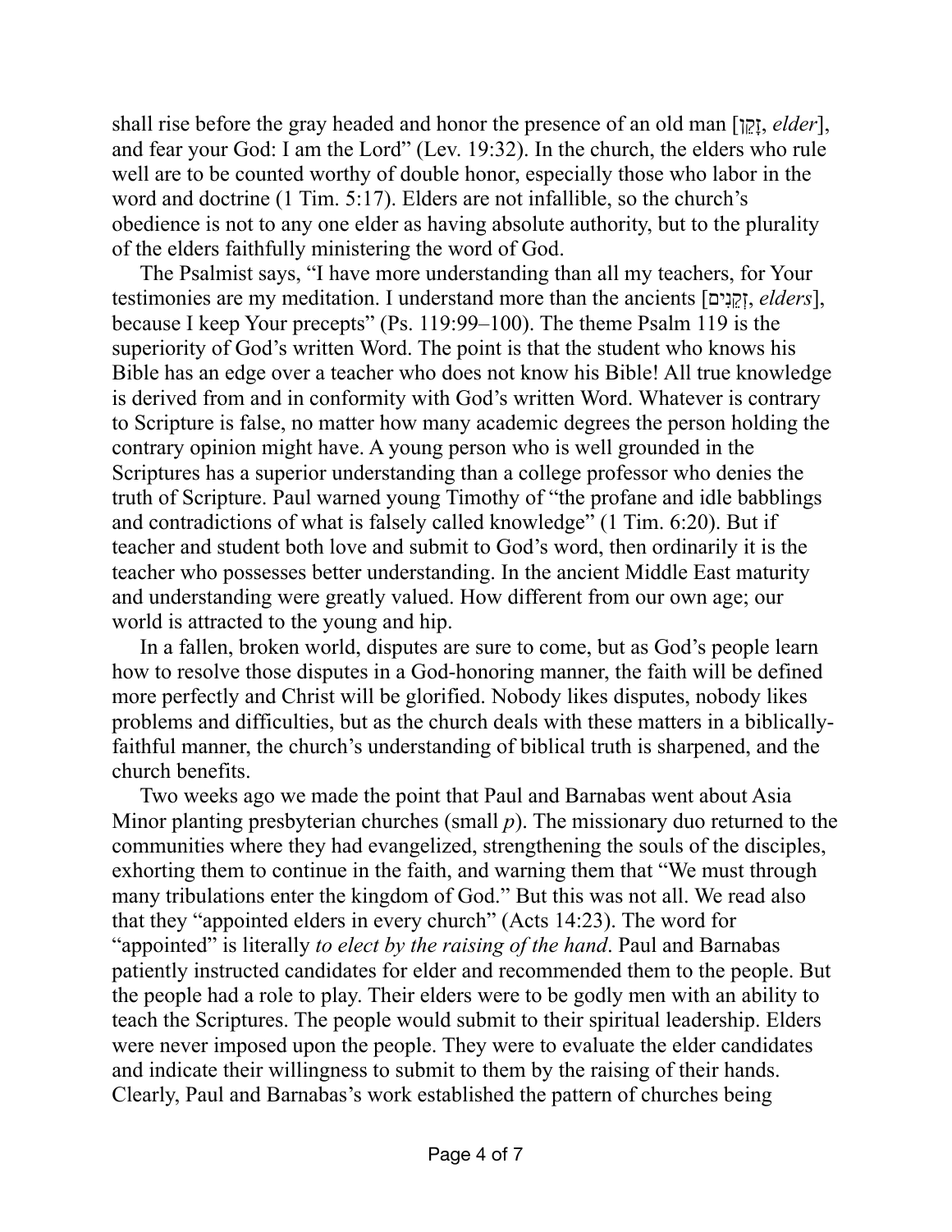shall rise before the gray headed and honor the presence of an old man [זָקֵן, *elder*], and fear your God: I am the Lord" (Lev. 19:32). In the church, the elders who rule well are to be counted worthy of double honor, especially those who labor in the word and doctrine (1 Tim. 5:17). Elders are not infallible, so the church's obedience is not to any one elder as having absolute authority, but to the plurality of the elders faithfully ministering the word of God.

The Psalmist says, "I have more understanding than all my teachers, for Your testimonies are my meditation. I understand more than the ancients [זְקֵנִים, *elders*], because I keep Your precepts" (Ps. 119:99–100). The theme Psalm 119 is the superiority of God's written Word. The point is that the student who knows his Bible has an edge over a teacher who does not know his Bible! All true knowledge is derived from and in conformity with God's written Word. Whatever is contrary to Scripture is false, no matter how many academic degrees the person holding the contrary opinion might have. A young person who is well grounded in the Scriptures has a superior understanding than a college professor who denies the truth of Scripture. Paul warned young Timothy of "the profane and idle babblings and contradictions of what is falsely called knowledge" (1 Tim. 6:20). But if teacher and student both love and submit to God's word, then ordinarily it is the teacher who possesses better understanding. In the ancient Middle East maturity and understanding were greatly valued. How different from our own age; our world is attracted to the young and hip.

In a fallen, broken world, disputes are sure to come, but as God's people learn how to resolve those disputes in a God-honoring manner, the faith will be defined more perfectly and Christ will be glorified. Nobody likes disputes, nobody likes problems and difficulties, but as the church deals with these matters in a biblically-faithful manner, the church's understanding of biblical truth is sharpened, and the church benefits.

Two weeks ago we made the point that Paul and Barnabas went about Asia Minor planting presbyterian churches (small *p*). The missionary duo returned to the communities where they had evangelized, strengthening the souls of the disciples, exhorting them to continue in the faith, and warning them that "We must through many tribulations enter the kingdom of God." But this was not all. We read also that they "appointed elders in every church" (Acts 14:23). The word for "appointed" is literally *to elect by the raising of the hand*. Paul and Barnabas patiently instructed candidates for elder and recommended them to the people. But the people had a role to play. Their elders were to be godly men with an ability to teach the Scriptures. The people would submit to their spiritual leadership. Elders were never imposed upon the people. They were to evaluate the elder candidates and indicate their willingness to submit to them by the raising of their hands. Clearly, Paul and Barnabas's work established the pattern of churches being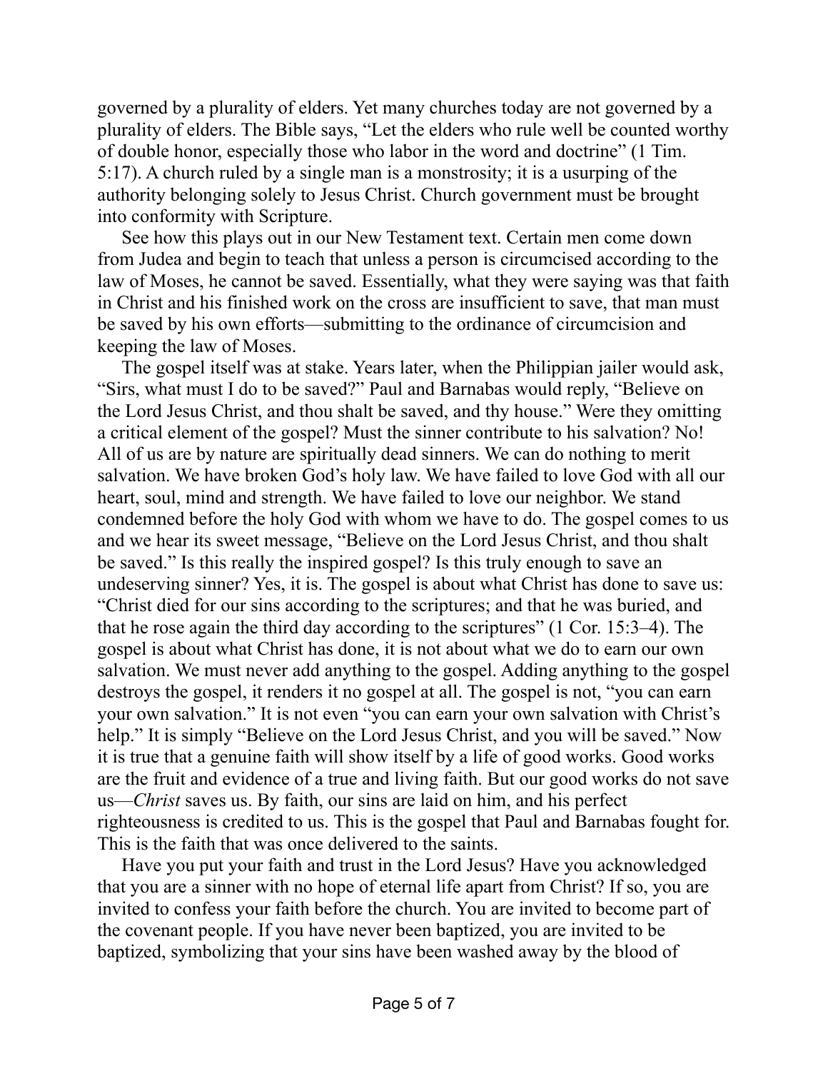governed by a plurality of elders. Yet many churches today are not governed by a plurality of elders. The Bible says, "Let the elders who rule well be counted worthy of double honor, especially those who labor in the word and doctrine" (1 Tim. 5:17). A church ruled by a single man is a monstrosity; it is a usurping of the authority belonging solely to Jesus Christ. Church government must be brought into conformity with Scripture.

See how this plays out in our New Testament text. Certain men come down from Judea and begin to teach that unless a person is circumcised according to the law of Moses, he cannot be saved. Essentially, what they were saying was that faith in Christ and his finished work on the cross are insufficient to save, that man must be saved by his own efforts—submitting to the ordinance of circumcision and keeping the law of Moses.

The gospel itself was at stake. Years later, when the Philippian jailer would ask, "Sirs, what must I do to be saved?" Paul and Barnabas would reply, "Believe on the Lord Jesus Christ, and thou shalt be saved, and thy house." Were they omitting a critical element of the gospel? Must the sinner contribute to his salvation? No! All of us are by nature are spiritually dead sinners. We can do nothing to merit salvation. We have broken God's holy law. We have failed to love God with all our heart, soul, mind and strength. We have failed to love our neighbor. We stand condemned before the holy God with whom we have to do. The gospel comes to us and we hear its sweet message, "Believe on the Lord Jesus Christ, and thou shalt be saved." Is this really the inspired gospel? Is this truly enough to save an undeserving sinner? Yes, it is. The gospel is about what Christ has done to save us: "Christ died for our sins according to the scriptures; and that he was buried, and that he rose again the third day according to the scriptures" (1 Cor. 15:3–4). The gospel is about what Christ has done, it is not about what we do to earn our own salvation. We must never add anything to the gospel. Adding anything to the gospel destroys the gospel, it renders it no gospel at all. The gospel is not, "you can earn your own salvation." It is not even "you can earn your own salvation with Christ's help." It is simply "Believe on the Lord Jesus Christ, and you will be saved." Now it is true that a genuine faith will show itself by a life of good works. Good works are the fruit and evidence of a true and living faith. But our good works do not save us—*Christ* saves us. By faith, our sins are laid on him, and his perfect righteousness is credited to us. This is the gospel that Paul and Barnabas fought for. This is the faith that was once delivered to the saints.

Have you put your faith and trust in the Lord Jesus? Have you acknowledged that you are a sinner with no hope of eternal life apart from Christ? If so, you are invited to confess your faith before the church. You are invited to become part of the covenant people. If you have never been baptized, you are invited to be baptized, symbolizing that your sins have been washed away by the blood of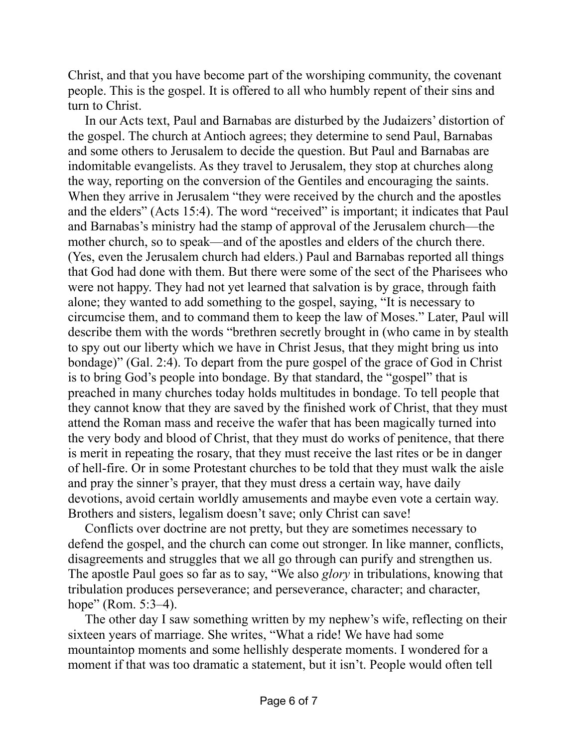Christ, and that you have become part of the worshiping community, the covenant people. This is the gospel. It is offered to all who humbly repent of their sins and turn to Christ.

In our Acts text, Paul and Barnabas are disturbed by the Judaizers' distortion of the gospel. The church at Antioch agrees; they determine to send Paul, Barnabas and some others to Jerusalem to decide the question. But Paul and Barnabas are indomitable evangelists. As they travel to Jerusalem, they stop at churches along the way, reporting on the conversion of the Gentiles and encouraging the saints. When they arrive in Jerusalem "they were received by the church and the apostles and the elders" (Acts 15:4). The word "received" is important; it indicates that Paul and Barnabas's ministry had the stamp of approval of the Jerusalem church—the mother church, so to speak—and of the apostles and elders of the church there. (Yes, even the Jerusalem church had elders.) Paul and Barnabas reported all things that God had done with them. But there were some of the sect of the Pharisees who were not happy. They had not yet learned that salvation is by grace, through faith alone; they wanted to add something to the gospel, saying, "It is necessary to circumcise them, and to command them to keep the law of Moses." Later, Paul will describe them with the words "brethren secretly brought in (who came in by stealth to spy out our liberty which we have in Christ Jesus, that they might bring us into bondage)" (Gal. 2:4). To depart from the pure gospel of the grace of God in Christ is to bring God's people into bondage. By that standard, the "gospel" that is preached in many churches today holds multitudes in bondage. To tell people that they cannot know that they are saved by the finished work of Christ, that they must attend the Roman mass and receive the wafer that has been magically turned into the very body and blood of Christ, that they must do works of penitence, that there is merit in repeating the rosary, that they must receive the last rites or be in danger of hell-fire. Or in some Protestant churches to be told that they must walk the aisle and pray the sinner's prayer, that they must dress a certain way, have daily devotions, avoid certain worldly amusements and maybe even vote a certain way. Brothers and sisters, legalism doesn't save; only Christ can save!

Conflicts over doctrine are not pretty, but they are sometimes necessary to defend the gospel, and the church can come out stronger. In like manner, conflicts, disagreements and struggles that we all go through can purify and strengthen us. The apostle Paul goes so far as to say, "We also *glory* in tribulations, knowing that tribulation produces perseverance; and perseverance, character; and character, hope" (Rom. 5:3–4).

The other day I saw something written by my nephew's wife, reflecting on their sixteen years of marriage. She writes, "What a ride! We have had some mountaintop moments and some hellishly desperate moments. I wondered for a moment if that was too dramatic a statement, but it isn't. People would often tell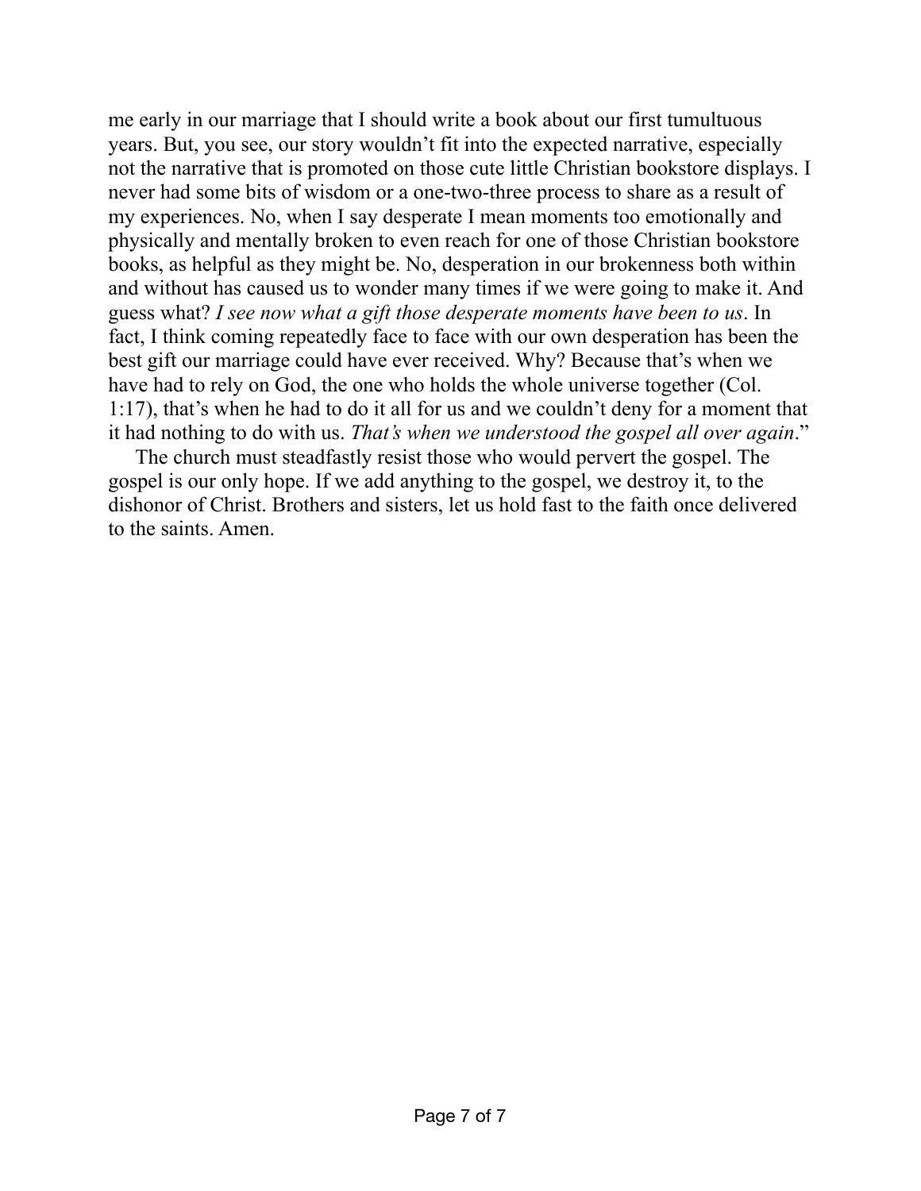me early in our marriage that I should write a book about our first tumultuous years. But, you see, our story wouldn't fit into the expected narrative, especially not the narrative that is promoted on those cute little Christian bookstore displays. I never had some bits of wisdom or a one-two-three process to share as a result of my experiences. No, when I say desperate I mean moments too emotionally and physically and mentally broken to even reach for one of those Christian bookstore books, as helpful as they might be. No, desperation in our brokenness both within and without has caused us to wonder many times if we were going to make it. And guess what? *I see now what a gift those desperate moments have been to us*. In fact, I think coming repeatedly face to face with our own desperation has been the best gift our marriage could have ever received. Why? Because that's when we have had to rely on God, the one who holds the whole universe together (Col. 1:17), that's when he had to do it all for us and we couldn't deny for a moment that it had nothing to do with us. *That's when we understood the gospel all over again*."

The church must steadfastly resist those who would pervert the gospel. The gospel is our only hope. If we add anything to the gospel, we destroy it, to the dishonor of Christ. Brothers and sisters, let us hold fast to the faith once delivered to the saints. Amen.